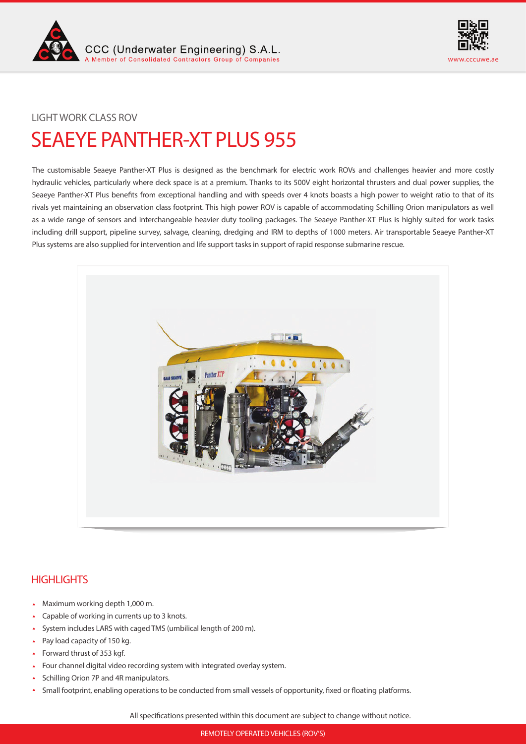LIGHT WORK CLASS ROV

# SEAEYE PANTHER-XT PLUS 955

The customisable Seaeye Panther-XT Plus is designed as the benchmark for electric work ROVs and challenges heavier and more costly hydraulic vehicles, particularly where deck space is at a premium. Thanks to its 500V eight horizontal thrusters and dual power supplies, the Seaeye Panther-XT Plus benefits from exceptional handling and with speeds over 4 knots boasts a high power to weight ratio to that of its rivals yet maintaining an observation class footprint. This high power ROV is capable of accommodating Schilling Orion manipulators as well as a wide range of sensors and interchangeable heavier duty tooling packages. The Seaeye Panther-XT Plus is highly suited for work tasks including drill support, pipeline survey, salvage, cleaning, dredging and IRM to depths of 1000 meters. Air transportable Seaeye Panther-XT Plus systems are also supplied for intervention and life support tasks in support of rapid response submarine rescue.

## HIGHLIGHTS

- Maximum working depth 1,000 m.
- Capable of working in currents up to 3 knots.
- System includes LARS with caged TMS (umbilical length of 200 m).
- Pay load capacity of 150 kg.
- Forward thrust of 353 kgf.
- Four channel digital video recording system with integrated overlay system.
- Schilling Orion 7P and 4R manipulators.
- Small footprint, enabling operations to be conducted from small vessels of opportunity, fixed or floating platforms.

All specifications presented within this document are subject to change without notice.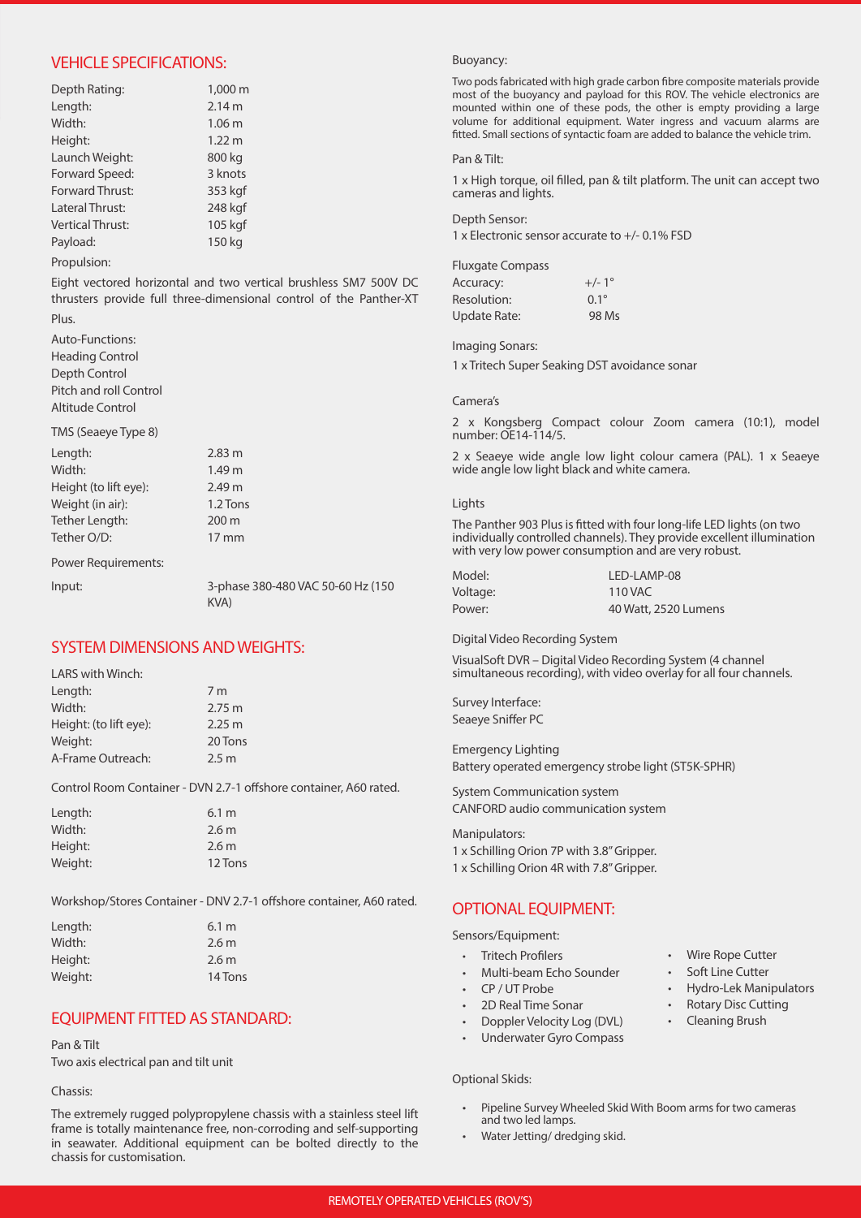## VEHICLE SPECIFICATIONS:

| | |
|---|---|
| Depth Rating: | 1,000 m |
| Length: | 2.14 m |
| Width: | 1.06 m |
| Height: | 1.22 m |
| Launch Weight: | 800 kg |
| Forward Speed: | 3 knots |
| Forward Thrust: | 353 kgf |
| Lateral Thrust: | 248 kgf |
| Vertical Thrust: | 105 kgf |
| Payload: | 150 kg |

Propulsion:

Eight vectored horizontal and two vertical brushless SM7 500V DC thrusters provide full three-dimensional control of the Panther-XT Plus.

Auto-Functions:
Heading Control
Depth Control
Pitch and roll Control
Altitude Control

TMS (Seaeye Type 8)

| | |
|---|---|
| Length: | 2.83 m |
| Width: | 1.49 m |
| Height (to lift eye): | 2.49 m |
| Weight (in air): | 1.2 Tons |
| Tether Length: | 200 m |
| Tether O/D: | 17 mm |

Power Requirements:

| | |
|---|---|
| Input: | 3-phase 380-480 VAC 50-60 Hz (150 KVA) |

## SYSTEM DIMENSIONS AND WEIGHTS:

LARS with Winch:

| | |
|---|---|
| Length: | 7 m |
| Width: | 2.75 m |
| Height: (to lift eye): | 2.25 m |
| Weight: | 20 Tons |
| A-Frame Outreach: | 2.5 m |

Control Room Container - DVN 2.7-1 offshore container, A60 rated.

| | |
|---|---|
| Length: | 6.1 m |
| Width: | 2.6 m |
| Height: | 2.6 m |
| Weight: | 12 Tons |

Workshop/Stores Container - DNV 2.7-1 offshore container, A60 rated.

| | |
|---|---|
| Length: | 6.1 m |
| Width: | 2.6 m |
| Height: | 2.6 m |
| Weight: | 14 Tons |

## EQUIPMENT FITTED AS STANDARD:

Pan & Tilt
Two axis electrical pan and tilt unit

Chassis:

The extremely rugged polypropylene chassis with a stainless steel lift frame is totally maintenance free, non-corroding and self-supporting in seawater. Additional equipment can be bolted directly to the chassis for customisation.

Buoyancy:

Two pods fabricated with high grade carbon fibre composite materials provide most of the buoyancy and payload for this ROV. The vehicle electronics are mounted within one of these pods, the other is empty providing a large volume for additional equipment. Water ingress and vacuum alarms are fitted. Small sections of syntactic foam are added to balance the vehicle trim.

Pan & Tilt:

1 x High torque, oil filled, pan & tilt platform. The unit can accept two cameras and lights.

Depth Sensor:
1 x Electronic sensor accurate to +/- 0.1% FSD

Fluxgate Compass

| | |
|---|---|
| Accuracy: | +/- 1° |
| Resolution: | 0.1° |
| Update Rate: | 98 Ms |

Imaging Sonars:

1 x Tritech Super Seaking DST avoidance sonar

Camera's

2 x Kongsberg Compact colour Zoom camera (10:1), model number: OE14-114/5.

2 x Seaeye wide angle low light colour camera (PAL). 1 x Seaeye wide angle low light black and white camera.

Lights

The Panther 903 Plus is fitted with four long-life LED lights (on two individually controlled channels). They provide excellent illumination with very low power consumption and are very robust.

| | |
|---|---|
| Model: | LED-LAMP-08 |
| Voltage: | 110 VAC |
| Power: | 40 Watt, 2520 Lumens |

Digital Video Recording System

VisualSoft DVR – Digital Video Recording System (4 channel simultaneous recording), with video overlay for all four channels.

Survey Interface:
Seaeye Sniffer PC

Emergency Lighting
Battery operated emergency strobe light (ST5K-SPHR)

System Communication system
CANFORD audio communication system

Manipulators:
1 x Schilling Orion 7P with 3.8" Gripper.
1 x Schilling Orion 4R with 7.8" Gripper.

## OPTIONAL EQUIPMENT:

Sensors/Equipment:

- Tritech Profilers
- Multi-beam Echo Sounder
- CP / UT Probe
- 2D Real Time Sonar
- Doppler Velocity Log (DVL)
- Underwater Gyro Compass
- Wire Rope Cutter
- Soft Line Cutter
- Hydro-Lek Manipulators
- Rotary Disc Cutting
- Cleaning Brush

Optional Skids:

- Pipeline Survey Wheeled Skid With Boom arms for two cameras and two led lamps.
- Water Jetting/ dredging skid.